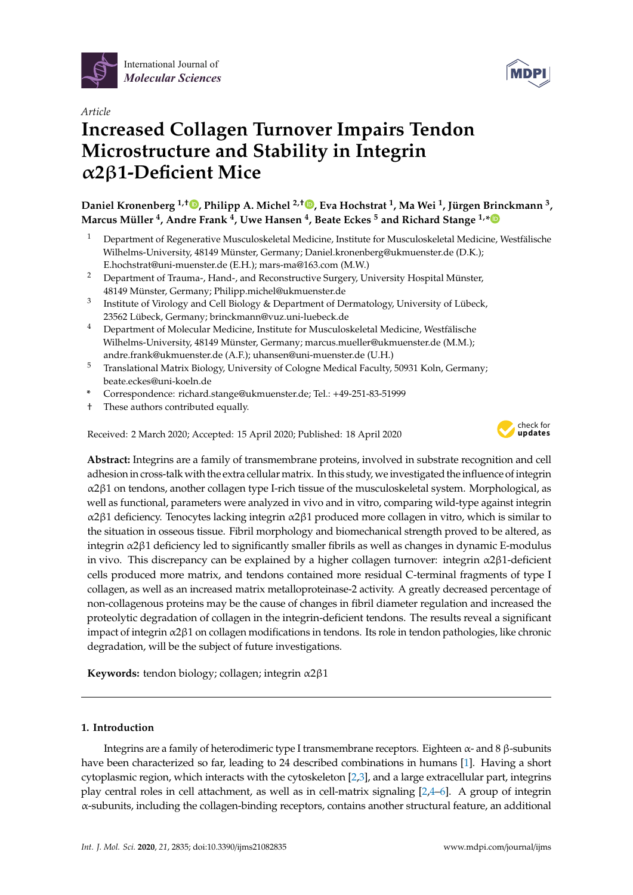International Journal of *Molecular Sciences*

*Article*

# Increased Collagen Turnover Impairs Tendon Microstructure and Stability in Integrin α2β1-Deficient Mice

**Daniel Kronenberg [1,†], Philipp A. Michel [2,†], Eva Hochstrat [1], Ma Wei [1], Jürgen Brinckmann [3], Marcus Müller [4], Andre Frank [4], Uwe Hansen [4], Beate Eckes [5] and Richard Stange [1,*]**

1. Department of Regenerative Musculoskeletal Medicine, Institute for Musculoskeletal Medicine, Westfälische Wilhelms-University, 48149 Münster, Germany; Daniel.kronenberg@ukmuenster.de (D.K.); E.hochstrat@uni-muenster.de (E.H.); mars-ma@163.com (M.W.)
2. Department of Trauma-, Hand-, and Reconstructive Surgery, University Hospital Münster, 48149 Münster, Germany; Philipp.michel@ukmuenster.de
3. Institute of Virology and Cell Biology & Department of Dermatology, University of Lübeck, 23562 Lübeck, Germany; brinckmann@vuz.uni-luebeck.de
4. Department of Molecular Medicine, Institute for Musculoskeletal Medicine, Westfälische Wilhelms-University, 48149 Münster, Germany; marcus.mueller@ukmuenster.de (M.M.); andre.frank@ukmuenster.de (A.F.); uhansen@uni-muenster.de (U.H.)
5. Translational Matrix Biology, University of Cologne Medical Faculty, 50931 Koln, Germany; beate.eckes@uni-koeln.de

\* Correspondence: richard.stange@ukmuenster.de; Tel.: +49-251-83-51999

† These authors contributed equally.

Received: 2 March 2020; Accepted: 15 April 2020; Published: 18 April 2020

**Abstract:** Integrins are a family of transmembrane proteins, involved in substrate recognition and cell adhesion in cross-talk with the extra cellular matrix. In this study, we investigated the influence of integrin α2β1 on tendons, another collagen type I-rich tissue of the musculoskeletal system. Morphological, as well as functional, parameters were analyzed in vivo and in vitro, comparing wild-type against integrin α2β1 deficiency. Tenocytes lacking integrin α2β1 produced more collagen in vitro, which is similar to the situation in osseous tissue. Fibril morphology and biomechanical strength proved to be altered, as integrin α2β1 deficiency led to significantly smaller fibrils as well as changes in dynamic E-modulus in vivo. This discrepancy can be explained by a higher collagen turnover: integrin α2β1-deficient cells produced more matrix, and tendons contained more residual C-terminal fragments of type I collagen, as well as an increased matrix metalloproteinase-2 activity. A greatly decreased percentage of non-collagenous proteins may be the cause of changes in fibril diameter regulation and increased the proteolytic degradation of collagen in the integrin-deficient tendons. The results reveal a significant impact of integrin α2β1 on collagen modifications in tendons. Its role in tendon pathologies, like chronic degradation, will be the subject of future investigations.

**Keywords:** tendon biology; collagen; integrin α2β1

## 1. Introduction

Integrins are a family of heterodimeric type I transmembrane receptors. Eighteen α- and 8 β-subunits have been characterized so far, leading to 24 described combinations in humans [1]. Having a short cytoplasmic region, which interacts with the cytoskeleton [2,3], and a large extracellular part, integrins play central roles in cell attachment, as well as in cell-matrix signaling [2,4–6]. A group of integrin α-subunits, including the collagen-binding receptors, contains another structural feature, an additional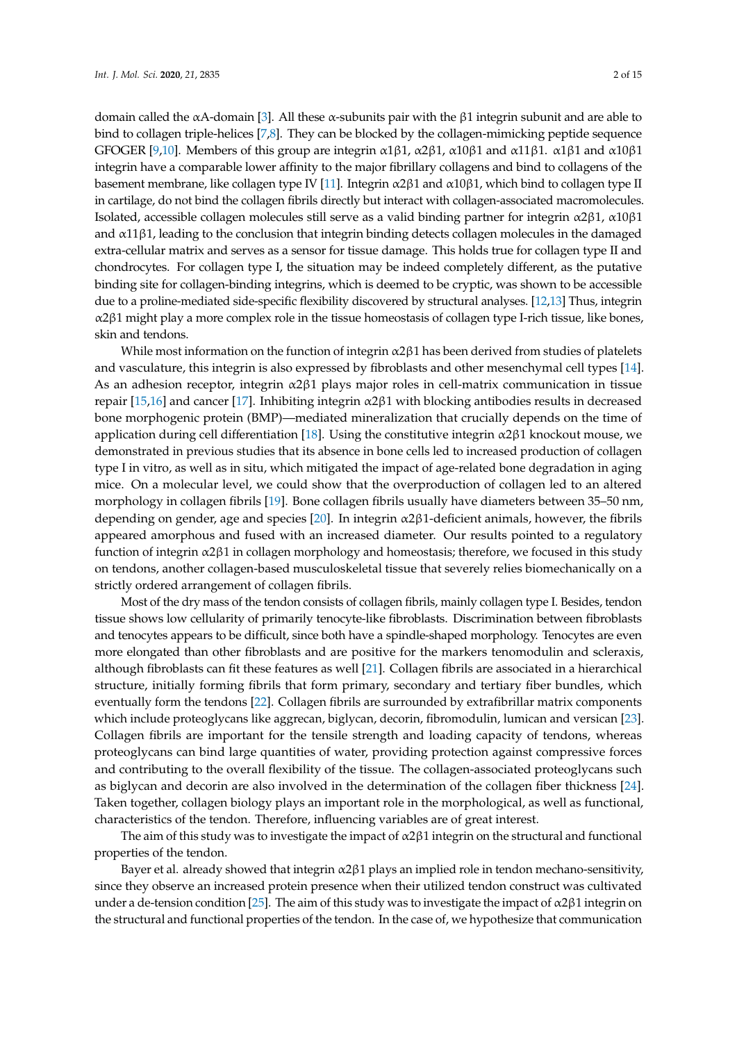domain called the αA-domain [3]. All these α-subunits pair with the β1 integrin subunit and are able to bind to collagen triple-helices [7,8]. They can be blocked by the collagen-mimicking peptide sequence GFOGER [9,10]. Members of this group are integrin α1β1, α2β1, α10β1 and α11β1. α1β1 and α10β1 integrin have a comparable lower affinity to the major fibrillary collagens and bind to collagens of the basement membrane, like collagen type IV [11]. Integrin α2β1 and α10β1, which bind to collagen type II in cartilage, do not bind the collagen fibrils directly but interact with collagen-associated macromolecules. Isolated, accessible collagen molecules still serve as a valid binding partner for integrin α2β1, α10β1 and α11β1, leading to the conclusion that integrin binding detects collagen molecules in the damaged extra-cellular matrix and serves as a sensor for tissue damage. This holds true for collagen type II and chondrocytes. For collagen type I, the situation may be indeed completely different, as the putative binding site for collagen-binding integrins, which is deemed to be cryptic, was shown to be accessible due to a proline-mediated side-specific flexibility discovered by structural analyses. [12,13] Thus, integrin α2β1 might play a more complex role in the tissue homeostasis of collagen type I-rich tissue, like bones, skin and tendons.

While most information on the function of integrin α2β1 has been derived from studies of platelets and vasculature, this integrin is also expressed by fibroblasts and other mesenchymal cell types [14]. As an adhesion receptor, integrin α2β1 plays major roles in cell-matrix communication in tissue repair [15,16] and cancer [17]. Inhibiting integrin α2β1 with blocking antibodies results in decreased bone morphogenic protein (BMP)—mediated mineralization that crucially depends on the time of application during cell differentiation [18]. Using the constitutive integrin α2β1 knockout mouse, we demonstrated in previous studies that its absence in bone cells led to increased production of collagen type I in vitro, as well as in situ, which mitigated the impact of age-related bone degradation in aging mice. On a molecular level, we could show that the overproduction of collagen led to an altered morphology in collagen fibrils [19]. Bone collagen fibrils usually have diameters between 35–50 nm, depending on gender, age and species [20]. In integrin α2β1-deficient animals, however, the fibrils appeared amorphous and fused with an increased diameter. Our results pointed to a regulatory function of integrin α2β1 in collagen morphology and homeostasis; therefore, we focused in this study on tendons, another collagen-based musculoskeletal tissue that severely relies biomechanically on a strictly ordered arrangement of collagen fibrils.

Most of the dry mass of the tendon consists of collagen fibrils, mainly collagen type I. Besides, tendon tissue shows low cellularity of primarily tenocyte-like fibroblasts. Discrimination between fibroblasts and tenocytes appears to be difficult, since both have a spindle-shaped morphology. Tenocytes are even more elongated than other fibroblasts and are positive for the markers tenomodulin and scleraxis, although fibroblasts can fit these features as well [21]. Collagen fibrils are associated in a hierarchical structure, initially forming fibrils that form primary, secondary and tertiary fiber bundles, which eventually form the tendons [22]. Collagen fibrils are surrounded by extrafibrillar matrix components which include proteoglycans like aggrecan, biglycan, decorin, fibromodulin, lumican and versican [23]. Collagen fibrils are important for the tensile strength and loading capacity of tendons, whereas proteoglycans can bind large quantities of water, providing protection against compressive forces and contributing to the overall flexibility of the tissue. The collagen-associated proteoglycans such as biglycan and decorin are also involved in the determination of the collagen fiber thickness [24]. Taken together, collagen biology plays an important role in the morphological, as well as functional, characteristics of the tendon. Therefore, influencing variables are of great interest.

The aim of this study was to investigate the impact of α2β1 integrin on the structural and functional properties of the tendon.

Bayer et al. already showed that integrin α2β1 plays an implied role in tendon mechano-sensitivity, since they observe an increased protein presence when their utilized tendon construct was cultivated under a de-tension condition [25]. The aim of this study was to investigate the impact of α2β1 integrin on the structural and functional properties of the tendon. In the case of, we hypothesize that communication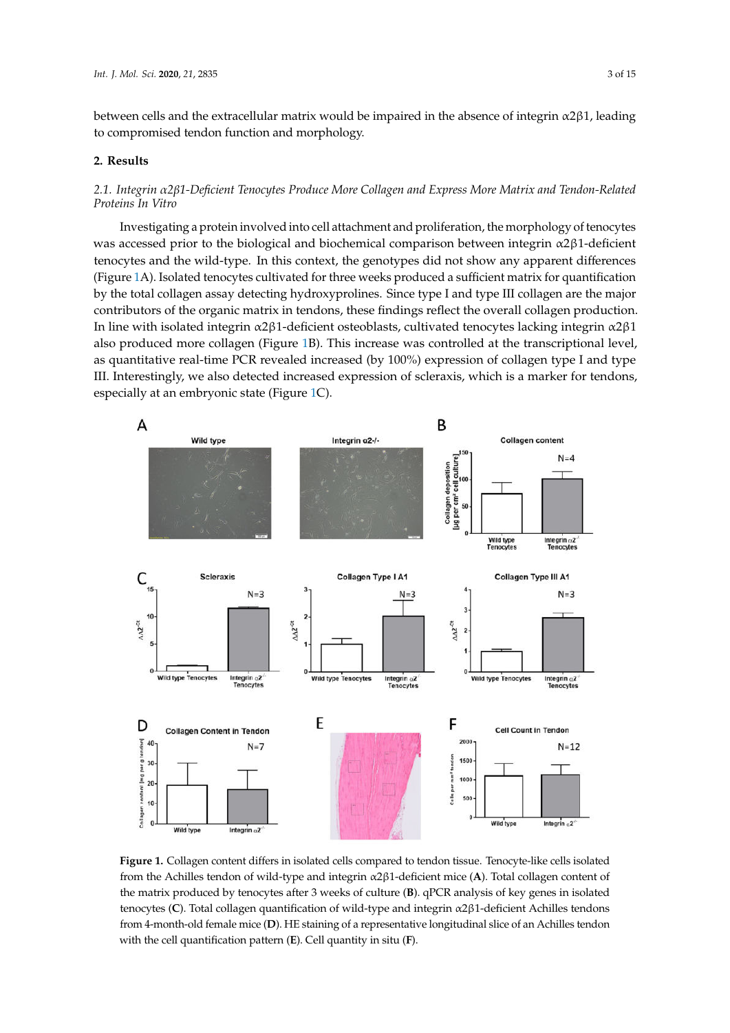between cells and the extracellular matrix would be impaired in the absence of integrin α2β1, leading to compromised tendon function and morphology.

## 2. Results

### *2.1. Integrin α2β1-Deficient Tenocytes Produce More Collagen and Express More Matrix and Tendon-Related Proteins In Vitro*

Investigating a protein involved into cell attachment and proliferation, the morphology of tenocytes was accessed prior to the biological and biochemical comparison between integrin α2β1-deficient tenocytes and the wild-type. In this context, the genotypes did not show any apparent differences (Figure 1A). Isolated tenocytes cultivated for three weeks produced a sufficient matrix for quantification by the total collagen assay detecting hydroxyprolines. Since type I and type III collagen are the major contributors of the organic matrix in tendons, these findings reflect the overall collagen production. In line with isolated integrin α2β1-deficient osteoblasts, cultivated tenocytes lacking integrin α2β1 also produced more collagen (Figure 1B). This increase was controlled at the transcriptional level, as quantitative real-time PCR revealed increased (by 100%) expression of collagen type I and type III. Interestingly, we also detected increased expression of scleraxis, which is a marker for tendons, especially at an embryonic state (Figure 1C).

**Figure 1.** Collagen content differs in isolated cells compared to tendon tissue. Tenocyte-like cells isolated from the Achilles tendon of wild-type and integrin α2β1-deficient mice (**A**). Total collagen content of the matrix produced by tenocytes after 3 weeks of culture (**B**). qPCR analysis of key genes in isolated tenocytes (**C**). Total collagen quantification of wild-type and integrin α2β1-deficient Achilles tendons from 4-month-old female mice (**D**). HE staining of a representative longitudinal slice of an Achilles tendon with the cell quantification pattern (**E**). Cell quantity in situ (**F**).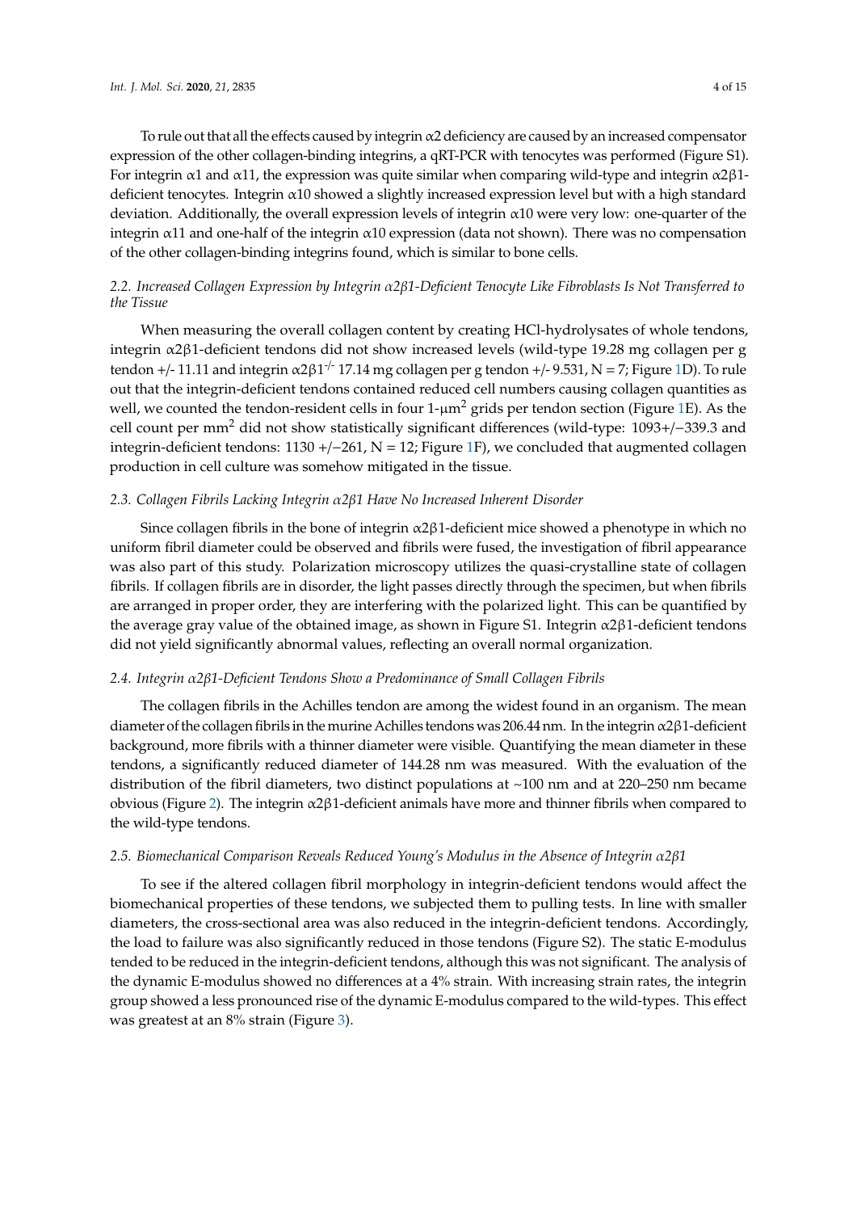To rule out that all the effects caused by integrin α2 deficiency are caused by an increased compensator expression of the other collagen-binding integrins, a qRT-PCR with tenocytes was performed (Figure S1). For integrin α1 and α11, the expression was quite similar when comparing wild-type and integrin α2β1-deficient tenocytes. Integrin α10 showed a slightly increased expression level but with a high standard deviation. Additionally, the overall expression levels of integrin α10 were very low: one-quarter of the integrin α11 and one-half of the integrin α10 expression (data not shown). There was no compensation of the other collagen-binding integrins found, which is similar to bone cells.

### *2.2. Increased Collagen Expression by Integrin α2β1-Deficient Tenocyte Like Fibroblasts Is Not Transferred to the Tissue*

When measuring the overall collagen content by creating HCl-hydrolysates of whole tendons, integrin α2β1-deficient tendons did not show increased levels (wild-type 19.28 mg collagen per g tendon +/- 11.11 and integrin α2β1$^{-/-}$ 17.14 mg collagen per g tendon +/- 9.531, N = 7; Figure 1D). To rule out that the integrin-deficient tendons contained reduced cell numbers causing collagen quantities as well, we counted the tendon-resident cells in four 1-μm$^2$ grids per tendon section (Figure 1E). As the cell count per mm$^2$ did not show statistically significant differences (wild-type: 1093+/−339.3 and integrin-deficient tendons: 1130 +/−261, N = 12; Figure 1F), we concluded that augmented collagen production in cell culture was somehow mitigated in the tissue.

### *2.3. Collagen Fibrils Lacking Integrin α2β1 Have No Increased Inherent Disorder*

Since collagen fibrils in the bone of integrin α2β1-deficient mice showed a phenotype in which no uniform fibril diameter could be observed and fibrils were fused, the investigation of fibril appearance was also part of this study. Polarization microscopy utilizes the quasi-crystalline state of collagen fibrils. If collagen fibrils are in disorder, the light passes directly through the specimen, but when fibrils are arranged in proper order, they are interfering with the polarized light. This can be quantified by the average gray value of the obtained image, as shown in Figure S1. Integrin α2β1-deficient tendons did not yield significantly abnormal values, reflecting an overall normal organization.

### *2.4. Integrin α2β1-Deficient Tendons Show a Predominance of Small Collagen Fibrils*

The collagen fibrils in the Achilles tendon are among the widest found in an organism. The mean diameter of the collagen fibrils in the murine Achilles tendons was 206.44 nm. In the integrin α2β1-deficient background, more fibrils with a thinner diameter were visible. Quantifying the mean diameter in these tendons, a significantly reduced diameter of 144.28 nm was measured. With the evaluation of the distribution of the fibril diameters, two distinct populations at ~100 nm and at 220–250 nm became obvious (Figure 2). The integrin α2β1-deficient animals have more and thinner fibrils when compared to the wild-type tendons.

### *2.5. Biomechanical Comparison Reveals Reduced Young's Modulus in the Absence of Integrin α2β1*

To see if the altered collagen fibril morphology in integrin-deficient tendons would affect the biomechanical properties of these tendons, we subjected them to pulling tests. In line with smaller diameters, the cross-sectional area was also reduced in the integrin-deficient tendons. Accordingly, the load to failure was also significantly reduced in those tendons (Figure S2). The static E-modulus tended to be reduced in the integrin-deficient tendons, although this was not significant. The analysis of the dynamic E-modulus showed no differences at a 4% strain. With increasing strain rates, the integrin group showed a less pronounced rise of the dynamic E-modulus compared to the wild-types. This effect was greatest at an 8% strain (Figure 3).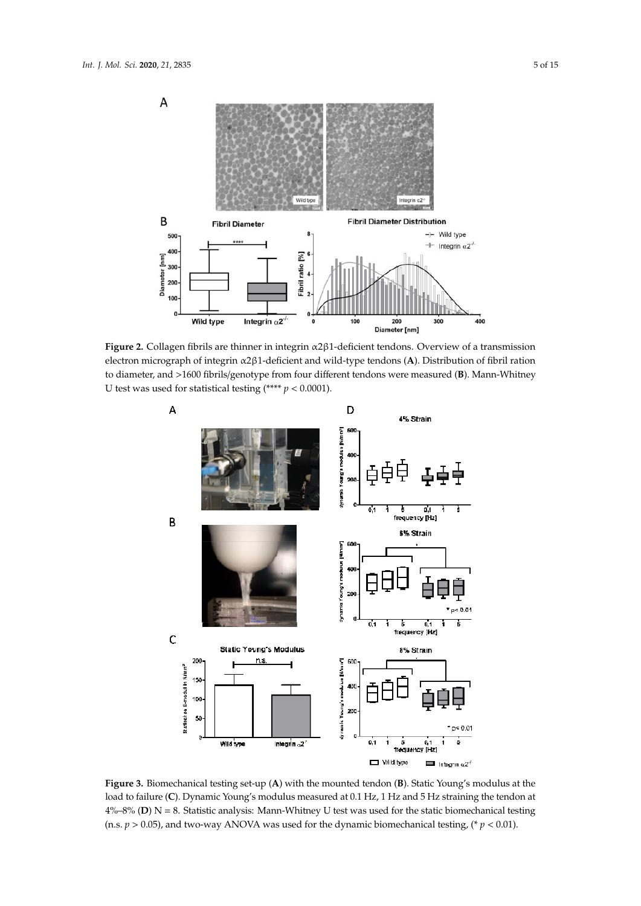**Figure 2.** Collagen fibrils are thinner in integrin α2β1-deficient tendons. Overview of a transmission electron micrograph of integrin α2β1-deficient and wild-type tendons (**A**). Distribution of fibril ration to diameter, and >1600 fibrils/genotype from four different tendons were measured (**B**). Mann-Whitney U test was used for statistical testing (**** $p < 0.0001$).

**Figure 3.** Biomechanical testing set-up (**A**) with the mounted tendon (**B**). Static Young's modulus at the load to failure (**C**). Dynamic Young's modulus measured at 0.1 Hz, 1 Hz and 5 Hz straining the tendon at 4%–8% (**D**) N = 8. Statistic analysis: Mann-Whitney U test was used for the static biomechanical testing (n.s. $p > 0.05$), and two-way ANOVA was used for the dynamic biomechanical testing, (* $p < 0.01$).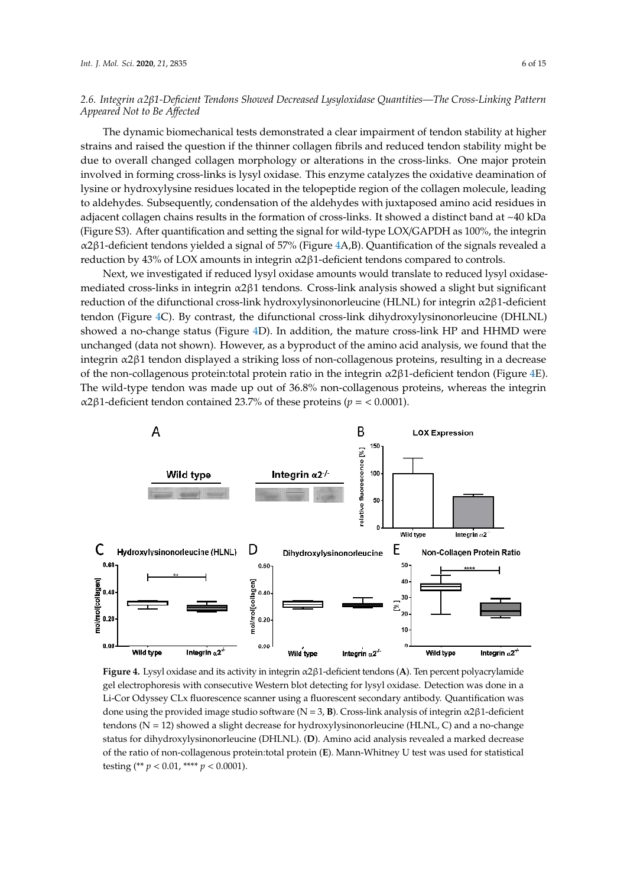### 2.6. Integrin $\alpha2\beta1$-Deficient Tendons Showed Decreased Lysyloxidase Quantities—The Cross-Linking Pattern Appeared Not to Be Affected

The dynamic biomechanical tests demonstrated a clear impairment of tendon stability at higher strains and raised the question if the thinner collagen fibrils and reduced tendon stability might be due to overall changed collagen morphology or alterations in the cross-links. One major protein involved in forming cross-links is lysyl oxidase. This enzyme catalyzes the oxidative deamination of lysine or hydroxylysine residues located in the telopeptide region of the collagen molecule, leading to aldehydes. Subsequently, condensation of the aldehydes with juxtaposed amino acid residues in adjacent collagen chains results in the formation of cross-links. It showed a distinct band at ~40 kDa (Figure S3). After quantification and setting the signal for wild-type LOX/GAPDH as 100%, the integrin $\alpha2\beta1$-deficient tendons yielded a signal of 57% (Figure 4A,B). Quantification of the signals revealed a reduction by 43% of LOX amounts in integrin $\alpha2\beta1$-deficient tendons compared to controls.

Next, we investigated if reduced lysyl oxidase amounts would translate to reduced lysyl oxidase-mediated cross-links in integrin $\alpha2\beta1$ tendons. Cross-link analysis showed a slight but significant reduction of the difunctional cross-link hydroxylysinonorleucine (HLNL) for integrin $\alpha2\beta1$-deficient tendon (Figure 4C). By contrast, the difunctional cross-link dihydroxylysinonorleucine (DHLNL) showed a no-change status (Figure 4D). In addition, the mature cross-link HP and HHMD were unchanged (data not shown). However, as a byproduct of the amino acid analysis, we found that the integrin $\alpha2\beta1$ tendon displayed a striking loss of non-collagenous proteins, resulting in a decrease of the non-collagenous protein:total protein ratio in the integrin $\alpha2\beta1$-deficient tendon (Figure 4E). The wild-type tendon was made up out of 36.8% non-collagenous proteins, whereas the integrin $\alpha2\beta1$-deficient tendon contained 23.7% of these proteins ($p = < 0.0001$).

**Figure 4.** Lysyl oxidase and its activity in integrin $\alpha2\beta1$-deficient tendons (**A**). Ten percent polyacrylamide gel electrophoresis with consecutive Western blot detecting for lysyl oxidase. Detection was done in a Li-Cor Odyssey CLx fluorescence scanner using a fluorescent secondary antibody. Quantification was done using the provided image studio software (N = 3, **B**). Cross-link analysis of integrin $\alpha2\beta1$-deficient tendons (N = 12) showed a slight decrease for hydroxylysinonorleucine (HLNL, C) and a no-change status for dihydroxylysinonorleucine (DHLNL). (**D**). Amino acid analysis revealed a marked decrease of the ratio of non-collagenous protein:total protein (**E**). Mann-Whitney U test was used for statistical testing (** $p < 0.01$, **** $p < 0.0001$).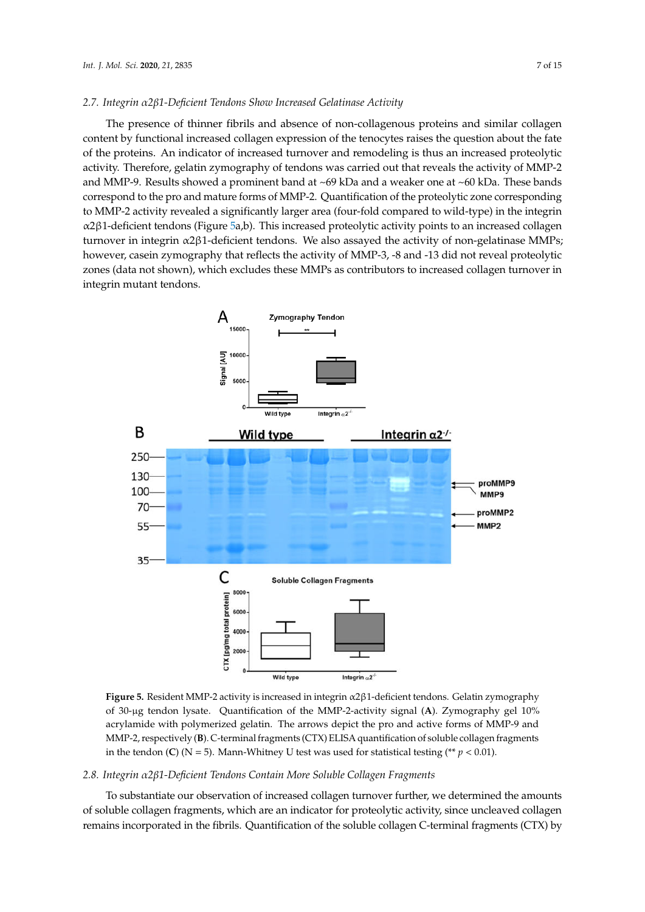### 2.7. Integrin α2β1-Deficient Tendons Show Increased Gelatinase Activity

The presence of thinner fibrils and absence of non-collagenous proteins and similar collagen content by functional increased collagen expression of the tenocytes raises the question about the fate of the proteins. An indicator of increased turnover and remodeling is thus an increased proteolytic activity. Therefore, gelatin zymography of tendons was carried out that reveals the activity of MMP-2 and MMP-9. Results showed a prominent band at ~69 kDa and a weaker one at ~60 kDa. These bands correspond to the pro and mature forms of MMP-2. Quantification of the proteolytic zone corresponding to MMP-2 activity revealed a significantly larger area (four-fold compared to wild-type) in the integrin α2β1-deficient tendons (Figure 5a,b). This increased proteolytic activity points to an increased collagen turnover in integrin α2β1-deficient tendons. We also assayed the activity of non-gelatinase MMPs; however, casein zymography that reflects the activity of MMP-3, -8 and -13 did not reveal proteolytic zones (data not shown), which excludes these MMPs as contributors to increased collagen turnover in integrin mutant tendons.

**Figure 5.** Resident MMP-2 activity is increased in integrin α2β1-deficient tendons. Gelatin zymography of 30-μg tendon lysate. Quantification of the MMP-2-activity signal (**A**). Zymography gel 10% acrylamide with polymerized gelatin. The arrows depict the pro and active forms of MMP-9 and MMP-2, respectively (**B**). C-terminal fragments (CTX) ELISA quantification of soluble collagen fragments in the tendon (**C**) (N = 5). Mann-Whitney U test was used for statistical testing (** $p < 0.01$).

### 2.8. Integrin α2β1-Deficient Tendons Contain More Soluble Collagen Fragments

To substantiate our observation of increased collagen turnover further, we determined the amounts of soluble collagen fragments, which are an indicator for proteolytic activity, since uncleaved collagen remains incorporated in the fibrils. Quantification of the soluble collagen C-terminal fragments (CTX) by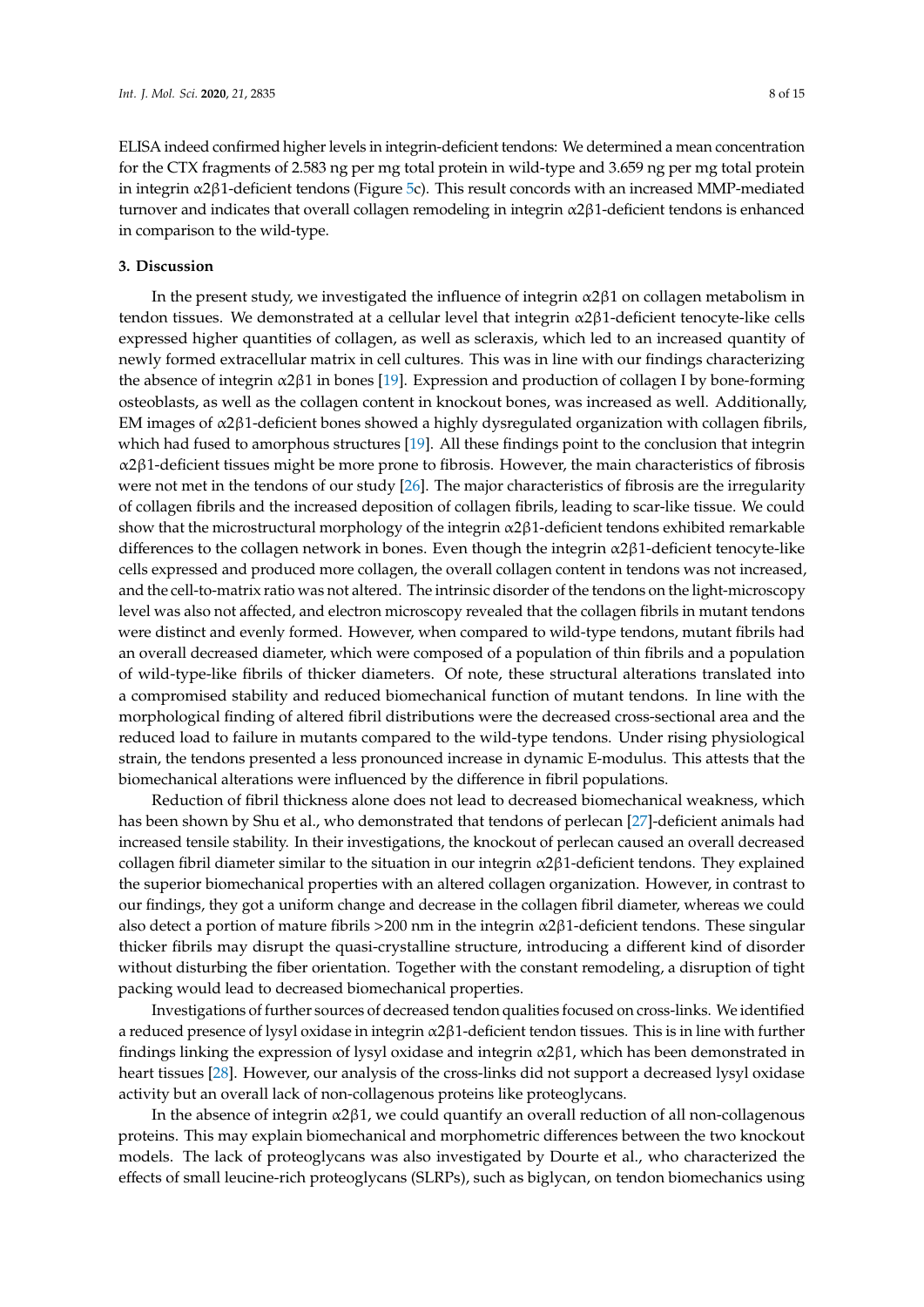ELISA indeed confirmed higher levels in integrin-deficient tendons: We determined a mean concentration for the CTX fragments of 2.583 ng per mg total protein in wild-type and 3.659 ng per mg total protein in integrin α2β1-deficient tendons (Figure 5c). This result concords with an increased MMP-mediated turnover and indicates that overall collagen remodeling in integrin α2β1-deficient tendons is enhanced in comparison to the wild-type.

## 3. Discussion

In the present study, we investigated the influence of integrin α2β1 on collagen metabolism in tendon tissues. We demonstrated at a cellular level that integrin α2β1-deficient tenocyte-like cells expressed higher quantities of collagen, as well as scleraxis, which led to an increased quantity of newly formed extracellular matrix in cell cultures. This was in line with our findings characterizing the absence of integrin α2β1 in bones [19]. Expression and production of collagen I by bone-forming osteoblasts, as well as the collagen content in knockout bones, was increased as well. Additionally, EM images of α2β1-deficient bones showed a highly dysregulated organization with collagen fibrils, which had fused to amorphous structures [19]. All these findings point to the conclusion that integrin α2β1-deficient tissues might be more prone to fibrosis. However, the main characteristics of fibrosis were not met in the tendons of our study [26]. The major characteristics of fibrosis are the irregularity of collagen fibrils and the increased deposition of collagen fibrils, leading to scar-like tissue. We could show that the microstructural morphology of the integrin α2β1-deficient tendons exhibited remarkable differences to the collagen network in bones. Even though the integrin α2β1-deficient tenocyte-like cells expressed and produced more collagen, the overall collagen content in tendons was not increased, and the cell-to-matrix ratio was not altered. The intrinsic disorder of the tendons on the light-microscopy level was also not affected, and electron microscopy revealed that the collagen fibrils in mutant tendons were distinct and evenly formed. However, when compared to wild-type tendons, mutant fibrils had an overall decreased diameter, which were composed of a population of thin fibrils and a population of wild-type-like fibrils of thicker diameters. Of note, these structural alterations translated into a compromised stability and reduced biomechanical function of mutant tendons. In line with the morphological finding of altered fibril distributions were the decreased cross-sectional area and the reduced load to failure in mutants compared to the wild-type tendons. Under rising physiological strain, the tendons presented a less pronounced increase in dynamic E-modulus. This attests that the biomechanical alterations were influenced by the difference in fibril populations.

Reduction of fibril thickness alone does not lead to decreased biomechanical weakness, which has been shown by Shu et al., who demonstrated that tendons of perlecan [27]-deficient animals had increased tensile stability. In their investigations, the knockout of perlecan caused an overall decreased collagen fibril diameter similar to the situation in our integrin α2β1-deficient tendons. They explained the superior biomechanical properties with an altered collagen organization. However, in contrast to our findings, they got a uniform change and decrease in the collagen fibril diameter, whereas we could also detect a portion of mature fibrils >200 nm in the integrin α2β1-deficient tendons. These singular thicker fibrils may disrupt the quasi-crystalline structure, introducing a different kind of disorder without disturbing the fiber orientation. Together with the constant remodeling, a disruption of tight packing would lead to decreased biomechanical properties.

Investigations of further sources of decreased tendon qualities focused on cross-links. We identified a reduced presence of lysyl oxidase in integrin α2β1-deficient tendon tissues. This is in line with further findings linking the expression of lysyl oxidase and integrin α2β1, which has been demonstrated in heart tissues [28]. However, our analysis of the cross-links did not support a decreased lysyl oxidase activity but an overall lack of non-collagenous proteins like proteoglycans.

In the absence of integrin α2β1, we could quantify an overall reduction of all non-collagenous proteins. This may explain biomechanical and morphometric differences between the two knockout models. The lack of proteoglycans was also investigated by Dourte et al., who characterized the effects of small leucine-rich proteoglycans (SLRPs), such as biglycan, on tendon biomechanics using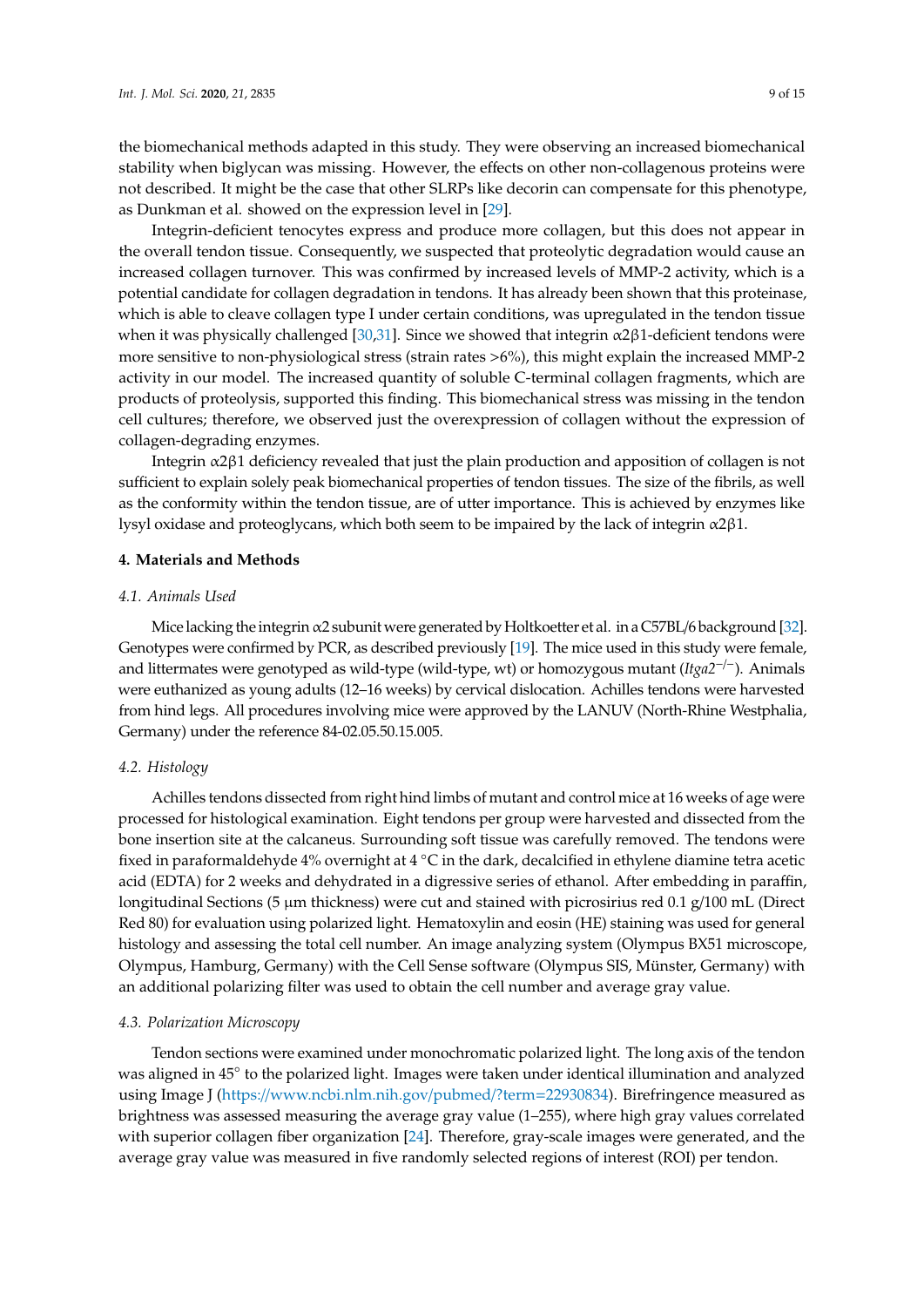the biomechanical methods adapted in this study. They were observing an increased biomechanical stability when biglycan was missing. However, the effects on other non-collagenous proteins were not described. It might be the case that other SLRPs like decorin can compensate for this phenotype, as Dunkman et al. showed on the expression level in [29].

Integrin-deficient tenocytes express and produce more collagen, but this does not appear in the overall tendon tissue. Consequently, we suspected that proteolytic degradation would cause an increased collagen turnover. This was confirmed by increased levels of MMP-2 activity, which is a potential candidate for collagen degradation in tendons. It has already been shown that this proteinase, which is able to cleave collagen type I under certain conditions, was upregulated in the tendon tissue when it was physically challenged [30,31]. Since we showed that integrin α2β1-deficient tendons were more sensitive to non-physiological stress (strain rates >6%), this might explain the increased MMP-2 activity in our model. The increased quantity of soluble C-terminal collagen fragments, which are products of proteolysis, supported this finding. This biomechanical stress was missing in the tendon cell cultures; therefore, we observed just the overexpression of collagen without the expression of collagen-degrading enzymes.

Integrin α2β1 deficiency revealed that just the plain production and apposition of collagen is not sufficient to explain solely peak biomechanical properties of tendon tissues. The size of the fibrils, as well as the conformity within the tendon tissue, are of utter importance. This is achieved by enzymes like lysyl oxidase and proteoglycans, which both seem to be impaired by the lack of integrin α2β1.

## 4. Materials and Methods

### 4.1. Animals Used

Mice lacking the integrin α2 subunit were generated by Holtkoetter et al. in a C57BL/6 background [32]. Genotypes were confirmed by PCR, as described previously [19]. The mice used in this study were female, and littermates were genotyped as wild-type (wild-type, wt) or homozygous mutant (*Itga2*$^{-/-}$). Animals were euthanized as young adults (12–16 weeks) by cervical dislocation. Achilles tendons were harvested from hind legs. All procedures involving mice were approved by the LANUV (North-Rhine Westphalia, Germany) under the reference 84-02.05.50.15.005.

### 4.2. Histology

Achilles tendons dissected from right hind limbs of mutant and control mice at 16 weeks of age were processed for histological examination. Eight tendons per group were harvested and dissected from the bone insertion site at the calcaneus. Surrounding soft tissue was carefully removed. The tendons were fixed in paraformaldehyde 4% overnight at 4 °C in the dark, decalcified in ethylene diamine tetra acetic acid (EDTA) for 2 weeks and dehydrated in a digressive series of ethanol. After embedding in paraffin, longitudinal Sections (5 µm thickness) were cut and stained with picrosirius red 0.1 g/100 mL (Direct Red 80) for evaluation using polarized light. Hematoxylin and eosin (HE) staining was used for general histology and assessing the total cell number. An image analyzing system (Olympus BX51 microscope, Olympus, Hamburg, Germany) with the Cell Sense software (Olympus SIS, Münster, Germany) with an additional polarizing filter was used to obtain the cell number and average gray value.

### 4.3. Polarization Microscopy

Tendon sections were examined under monochromatic polarized light. The long axis of the tendon was aligned in 45° to the polarized light. Images were taken under identical illumination and analyzed using Image J (https://www.ncbi.nlm.nih.gov/pubmed/?term=22930834). Birefringence measured as brightness was assessed measuring the average gray value (1–255), where high gray values correlated with superior collagen fiber organization [24]. Therefore, gray-scale images were generated, and the average gray value was measured in five randomly selected regions of interest (ROI) per tendon.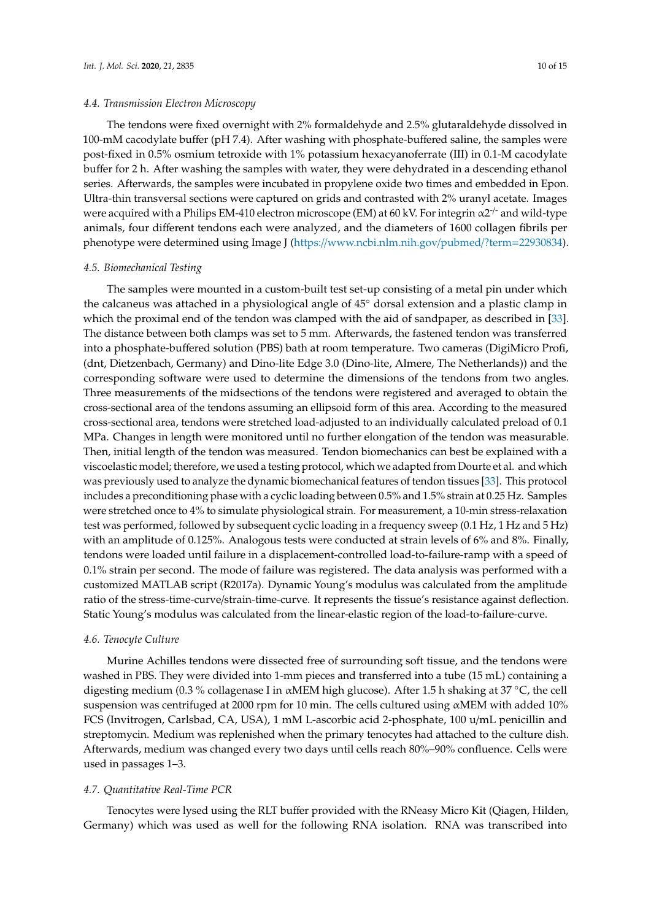### 4.4. Transmission Electron Microscopy

The tendons were fixed overnight with 2% formaldehyde and 2.5% glutaraldehyde dissolved in 100-mM cacodylate buffer (pH 7.4). After washing with phosphate-buffered saline, the samples were post-fixed in 0.5% osmium tetroxide with 1% potassium hexacyanoferrate (III) in 0.1-M cacodylate buffer for 2 h. After washing the samples with water, they were dehydrated in a descending ethanol series. Afterwards, the samples were incubated in propylene oxide two times and embedded in Epon. Ultra-thin transversal sections were captured on grids and contrasted with 2% uranyl acetate. Images were acquired with a Philips EM-410 electron microscope (EM) at 60 kV. For integrin $\alpha2^{-/-}$ and wild-type animals, four different tendons each were analyzed, and the diameters of 1600 collagen fibrils per phenotype were determined using Image J (https://www.ncbi.nlm.nih.gov/pubmed/?term=22930834).

### 4.5. Biomechanical Testing

The samples were mounted in a custom-built test set-up consisting of a metal pin under which the calcaneus was attached in a physiological angle of 45° dorsal extension and a plastic clamp in which the proximal end of the tendon was clamped with the aid of sandpaper, as described in [33]. The distance between both clamps was set to 5 mm. Afterwards, the fastened tendon was transferred into a phosphate-buffered solution (PBS) bath at room temperature. Two cameras (DigiMicro Profi, (dnt, Dietzenbach, Germany) and Dino-lite Edge 3.0 (Dino-lite, Almere, The Netherlands)) and the corresponding software were used to determine the dimensions of the tendons from two angles. Three measurements of the midsections of the tendons were registered and averaged to obtain the cross-sectional area of the tendons assuming an ellipsoid form of this area. According to the measured cross-sectional area, tendons were stretched load-adjusted to an individually calculated preload of 0.1 MPa. Changes in length were monitored until no further elongation of the tendon was measurable. Then, initial length of the tendon was measured. Tendon biomechanics can best be explained with a viscoelastic model; therefore, we used a testing protocol, which we adapted from Dourte et al. and which was previously used to analyze the dynamic biomechanical features of tendon tissues [33]. This protocol includes a preconditioning phase with a cyclic loading between 0.5% and 1.5% strain at 0.25 Hz. Samples were stretched once to 4% to simulate physiological strain. For measurement, a 10-min stress-relaxation test was performed, followed by subsequent cyclic loading in a frequency sweep (0.1 Hz, 1 Hz and 5 Hz) with an amplitude of 0.125%. Analogous tests were conducted at strain levels of 6% and 8%. Finally, tendons were loaded until failure in a displacement-controlled load-to-failure-ramp with a speed of 0.1% strain per second. The mode of failure was registered. The data analysis was performed with a customized MATLAB script (R2017a). Dynamic Young's modulus was calculated from the amplitude ratio of the stress-time-curve/strain-time-curve. It represents the tissue's resistance against deflection. Static Young's modulus was calculated from the linear-elastic region of the load-to-failure-curve.

### 4.6. Tenocyte Culture

Murine Achilles tendons were dissected free of surrounding soft tissue, and the tendons were washed in PBS. They were divided into 1-mm pieces and transferred into a tube (15 mL) containing a digesting medium (0.3 % collagenase I in αMEM high glucose). After 1.5 h shaking at 37 °C, the cell suspension was centrifuged at 2000 rpm for 10 min. The cells cultured using αMEM with added 10% FCS (Invitrogen, Carlsbad, CA, USA), 1 mM L-ascorbic acid 2-phosphate, 100 u/mL penicillin and streptomycin. Medium was replenished when the primary tenocytes had attached to the culture dish. Afterwards, medium was changed every two days until cells reach 80%–90% confluence. Cells were used in passages 1–3.

### 4.7. Quantitative Real-Time PCR

Tenocytes were lysed using the RLT buffer provided with the RNeasy Micro Kit (Qiagen, Hilden, Germany) which was used as well for the following RNA isolation. RNA was transcribed into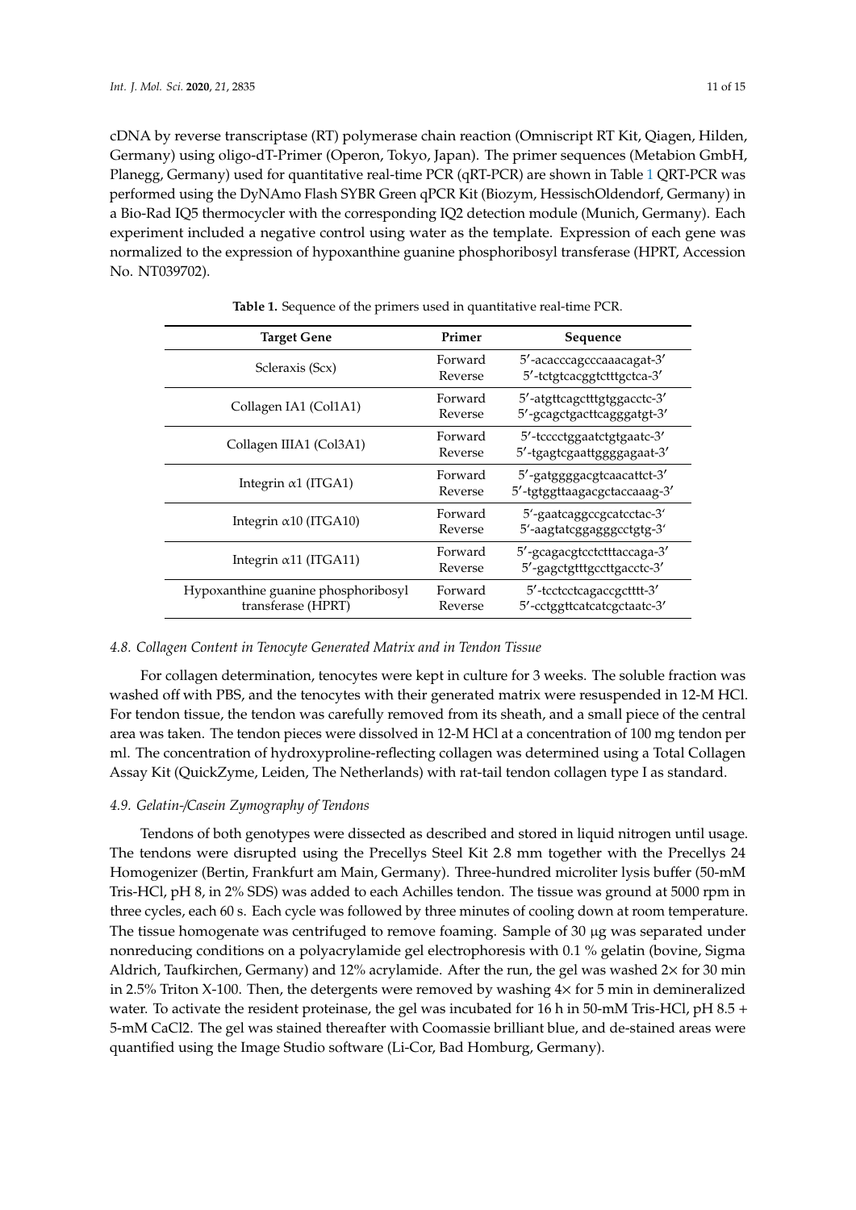cDNA by reverse transcriptase (RT) polymerase chain reaction (Omniscript RT Kit, Qiagen, Hilden, Germany) using oligo-dT-Primer (Operon, Tokyo, Japan). The primer sequences (Metabion GmbH, Planegg, Germany) used for quantitative real-time PCR (qRT-PCR) are shown in Table 1 QRT-PCR was performed using the DyNAmo Flash SYBR Green qPCR Kit (Biozym, HessischOldendorf, Germany) in a Bio-Rad IQ5 thermocycler with the corresponding IQ2 detection module (Munich, Germany). Each experiment included a negative control using water as the template. Expression of each gene was normalized to the expression of hypoxanthine guanine phosphoribosyl transferase (HPRT, Accession No. NT039702).

**Table 1.** Sequence of the primers used in quantitative real-time PCR.

| Target Gene | Primer | Sequence |
|---|---|---|
| Scleraxis (Scx) | Forward | 5′-acacccagcccaaacagat-3′ |
| | Reverse | 5′-tctgtcacggtctttgctca-3′ |
| Collagen IA1 (Col1A1) | Forward | 5′-atgttcagctttgtggacctc-3′ |
| | Reverse | 5′-gcagctgacttcagggatgt-3′ |
| Collagen IIIA1 (Col3A1) | Forward | 5′-tcccctggaatctgtgaatc-3′ |
| | Reverse | 5′-tgagtcgaattggggagaat-3′ |
| Integrin α1 (ITGA1) | Forward | 5′-gatggggacgtcaacattct-3′ |
| | Reverse | 5′-tgtggttaagacgctaccaaag-3′ |
| Integrin α10 (ITGA10) | Forward | 5′-gaatcaggccgcatcctac-3′ |
| | Reverse | 5′-aagtatcggagggcctgtg-3′ |
| Integrin α11 (ITGA11) | Forward | 5′-gcagacgtcctctttaccaga-3′ |
| | Reverse | 5′-gagctgtttgccttgacctc-3′ |
| Hypoxanthine guanine phosphoribosyl transferase (HPRT) | Forward | 5′-tcctcctcagaccgctttt-3′ |
| | Reverse | 5′-cctggttcatcatcgctaatc-3′ |

### 4.8. Collagen Content in Tenocyte Generated Matrix and in Tendon Tissue

For collagen determination, tenocytes were kept in culture for 3 weeks. The soluble fraction was washed off with PBS, and the tenocytes with their generated matrix were resuspended in 12-M HCl. For tendon tissue, the tendon was carefully removed from its sheath, and a small piece of the central area was taken. The tendon pieces were dissolved in 12-M HCl at a concentration of 100 mg tendon per ml. The concentration of hydroxyproline-reflecting collagen was determined using a Total Collagen Assay Kit (QuickZyme, Leiden, The Netherlands) with rat-tail tendon collagen type I as standard.

### 4.9. Gelatin-/Casein Zymography of Tendons

Tendons of both genotypes were dissected as described and stored in liquid nitrogen until usage. The tendons were disrupted using the Precellys Steel Kit 2.8 mm together with the Precellys 24 Homogenizer (Bertin, Frankfurt am Main, Germany). Three-hundred microliter lysis buffer (50-mM Tris-HCl, pH 8, in 2% SDS) was added to each Achilles tendon. The tissue was ground at 5000 rpm in three cycles, each 60 s. Each cycle was followed by three minutes of cooling down at room temperature. The tissue homogenate was centrifuged to remove foaming. Sample of 30 µg was separated under nonreducing conditions on a polyacrylamide gel electrophoresis with 0.1 % gelatin (bovine, Sigma Aldrich, Taufkirchen, Germany) and 12% acrylamide. After the run, the gel was washed 2× for 30 min in 2.5% Triton X-100. Then, the detergents were removed by washing 4× for 5 min in demineralized water. To activate the resident proteinase, the gel was incubated for 16 h in 50-mM Tris-HCl, pH 8.5 + 5-mM $CaCl_2$. The gel was stained thereafter with Coomassie brilliant blue, and de-stained areas were quantified using the Image Studio software (Li-Cor, Bad Homburg, Germany).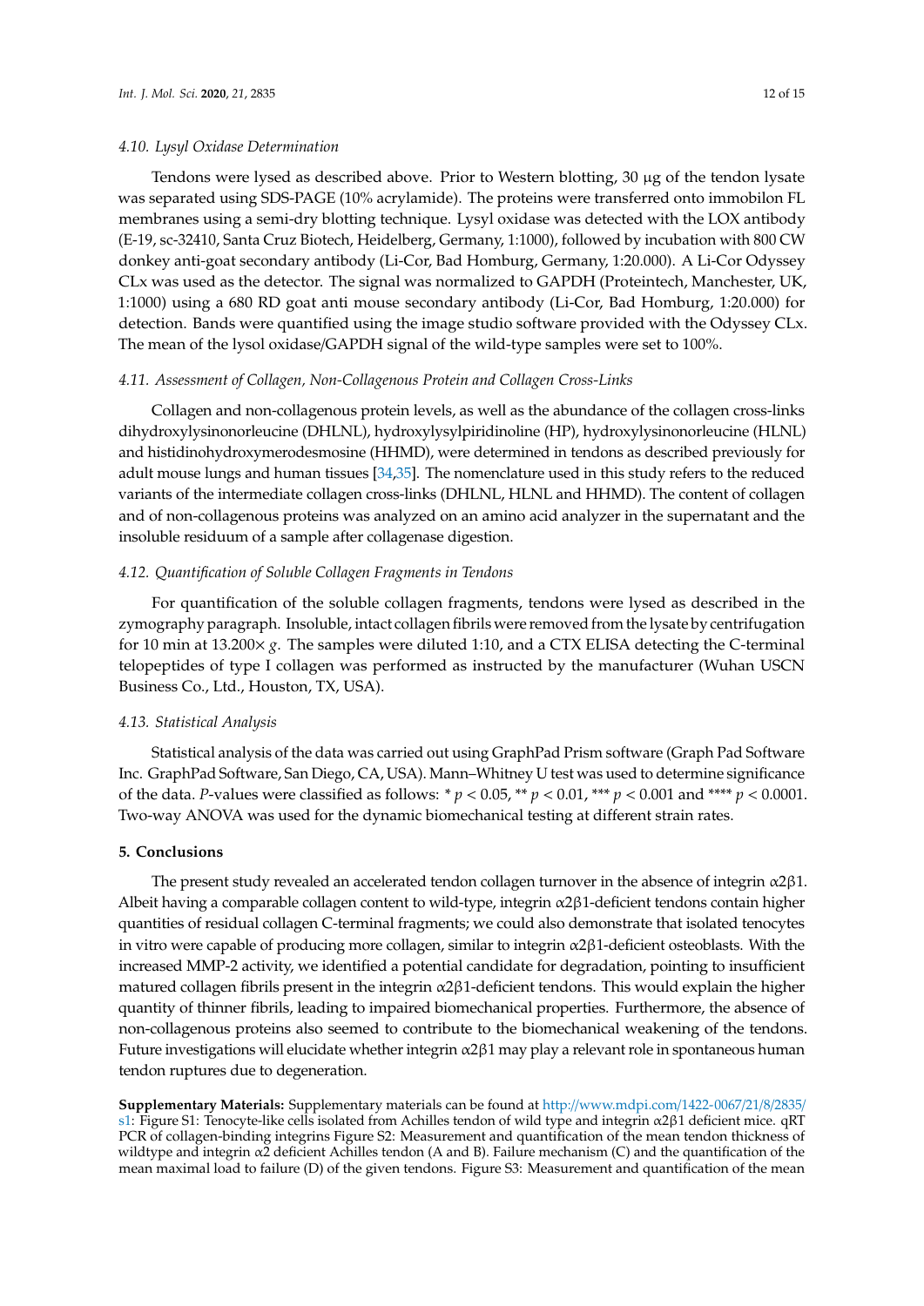### 4.10. Lysyl Oxidase Determination

Tendons were lysed as described above. Prior to Western blotting, 30 μg of the tendon lysate was separated using SDS-PAGE (10% acrylamide). The proteins were transferred onto immobilon FL membranes using a semi-dry blotting technique. Lysyl oxidase was detected with the LOX antibody (E-19, sc-32410, Santa Cruz Biotech, Heidelberg, Germany, 1:1000), followed by incubation with 800 CW donkey anti-goat secondary antibody (Li-Cor, Bad Homburg, Germany, 1:20.000). A Li-Cor Odyssey CLx was used as the detector. The signal was normalized to GAPDH (Proteintech, Manchester, UK, 1:1000) using a 680 RD goat anti mouse secondary antibody (Li-Cor, Bad Homburg, 1:20.000) for detection. Bands were quantified using the image studio software provided with the Odyssey CLx. The mean of the lysol oxidase/GAPDH signal of the wild-type samples were set to 100%.

### 4.11. Assessment of Collagen, Non-Collagenous Protein and Collagen Cross-Links

Collagen and non-collagenous protein levels, as well as the abundance of the collagen cross-links dihydroxylysinonorleucine (DHLNL), hydroxylysylpiridinoline (HP), hydroxylysinonorleucine (HLNL) and histidinohydroxymerodesmosine (HHMD), were determined in tendons as described previously for adult mouse lungs and human tissues [34,35]. The nomenclature used in this study refers to the reduced variants of the intermediate collagen cross-links (DHLNL, HLNL and HHMD). The content of collagen and of non-collagenous proteins was analyzed on an amino acid analyzer in the supernatant and the insoluble residuum of a sample after collagenase digestion.

### 4.12. Quantification of Soluble Collagen Fragments in Tendons

For quantification of the soluble collagen fragments, tendons were lysed as described in the zymography paragraph. Insoluble, intact collagen fibrils were removed from the lysate by centrifugation for 10 min at 13.200× *g*. The samples were diluted 1:10, and a CTX ELISA detecting the C-terminal telopeptides of type I collagen was performed as instructed by the manufacturer (Wuhan USCN Business Co., Ltd., Houston, TX, USA).

### 4.13. Statistical Analysis

Statistical analysis of the data was carried out using GraphPad Prism software (Graph Pad Software Inc. GraphPad Software, San Diego, CA, USA). Mann–Whitney U test was used to determine significance of the data. *P*-values were classified as follows: * $p < 0.05$, ** $p < 0.01$, *** $p < 0.001$ and **** $p < 0.0001$. Two-way ANOVA was used for the dynamic biomechanical testing at different strain rates.

## 5. Conclusions

The present study revealed an accelerated tendon collagen turnover in the absence of integrin $\alpha 2\beta 1$. Albeit having a comparable collagen content to wild-type, integrin $\alpha 2\beta 1$-deficient tendons contain higher quantities of residual collagen C-terminal fragments; we could also demonstrate that isolated tenocytes in vitro were capable of producing more collagen, similar to integrin $\alpha 2\beta 1$-deficient osteoblasts. With the increased MMP-2 activity, we identified a potential candidate for degradation, pointing to insufficient matured collagen fibrils present in the integrin $\alpha 2\beta 1$-deficient tendons. This would explain the higher quantity of thinner fibrils, leading to impaired biomechanical properties. Furthermore, the absence of non-collagenous proteins also seemed to contribute to the biomechanical weakening of the tendons. Future investigations will elucidate whether integrin $\alpha 2\beta 1$ may play a relevant role in spontaneous human tendon ruptures due to degeneration.

**Supplementary Materials:** Supplementary materials can be found at http://www.mdpi.com/1422-0067/21/8/2835/s1: Figure S1: Tenocyte-like cells isolated from Achilles tendon of wild type and integrin $\alpha 2\beta 1$ deficient mice. qRT PCR of collagen-binding integrins Figure S2: Measurement and quantification of the mean tendon thickness of wildtype and integrin $\alpha 2$ deficient Achilles tendon (A and B). Failure mechanism (C) and the quantification of the mean maximal load to failure (D) of the given tendons. Figure S3: Measurement and quantification of the mean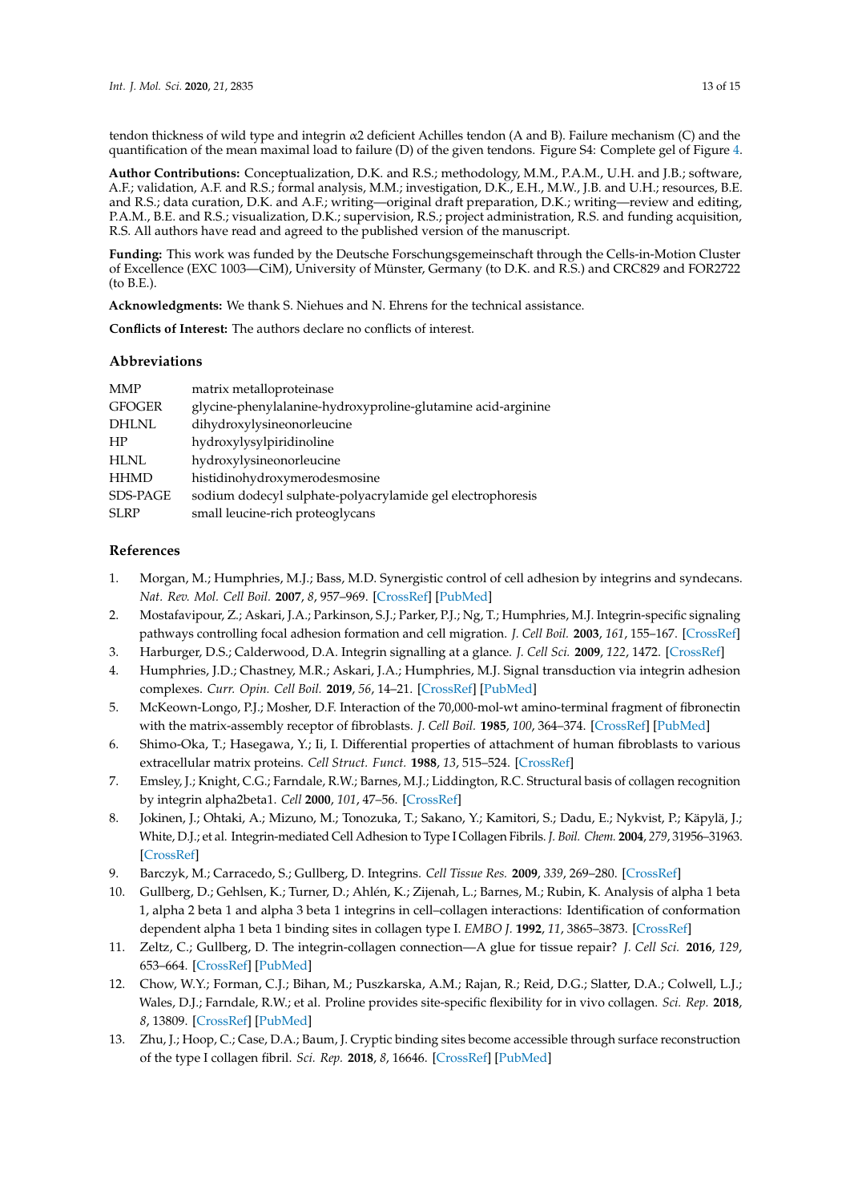tendon thickness of wild type and integrin α2 deficient Achilles tendon (A and B). Failure mechanism (C) and the quantification of the mean maximal load to failure (D) of the given tendons. Figure S4: Complete gel of Figure 4.

**Author Contributions:** Conceptualization, D.K. and R.S.; methodology, M.M., P.A.M., U.H. and J.B.; software, A.F.; validation, A.F. and R.S.; formal analysis, M.M.; investigation, D.K., E.H., M.W., J.B. and U.H.; resources, B.E. and R.S.; data curation, D.K. and A.F.; writing—original draft preparation, D.K.; writing—review and editing, P.A.M., B.E. and R.S.; visualization, D.K.; supervision, R.S.; project administration, R.S. and funding acquisition, R.S. All authors have read and agreed to the published version of the manuscript.

**Funding:** This work was funded by the Deutsche Forschungsgemeinschaft through the Cells-in-Motion Cluster of Excellence (EXC 1003—CiM), University of Münster, Germany (to D.K. and R.S.) and CRC829 and FOR2722 (to B.E.).

**Acknowledgments:** We thank S. Niehues and N. Ehrens for the technical assistance.

**Conflicts of Interest:** The authors declare no conflicts of interest.

## Abbreviations

| | |
|---|---|
| MMP | matrix metalloproteinase |
| GFOGER | glycine-phenylalanine-hydroxyproline-glutamine acid-arginine |
| DHLNL | dihydroxylysineonorleucine |
| HP | hydroxylysylpiridinoline |
| HLNL | hydroxylysineonorleucine |
| HHMD | histidinohydroxymerodesmosine |
| SDS-PAGE | sodium dodecyl sulphate-polyacrylamide gel electrophoresis |
| SLRP | small leucine-rich proteoglycans |

## References

1. Morgan, M.; Humphries, M.J.; Bass, M.D. Synergistic control of cell adhesion by integrins and syndecans. *Nat. Rev. Mol. Cell Boil.* **2007**, *8*, 957–969. [CrossRef] [PubMed]
2. Mostafavipour, Z.; Askari, J.A.; Parkinson, S.J.; Parker, P.J.; Ng, T.; Humphries, M.J. Integrin-specific signaling pathways controlling focal adhesion formation and cell migration. *J. Cell Boil.* **2003**, *161*, 155–167. [CrossRef]
3. Harburger, D.S.; Calderwood, D.A. Integrin signalling at a glance. *J. Cell Sci.* **2009**, *122*, 1472. [CrossRef]
4. Humphries, J.D.; Chastney, M.R.; Askari, J.A.; Humphries, M.J. Signal transduction via integrin adhesion complexes. *Curr. Opin. Cell Boil.* **2019**, *56*, 14–21. [CrossRef] [PubMed]
5. McKeown-Longo, P.J.; Mosher, D.F. Interaction of the 70,000-mol-wt amino-terminal fragment of fibronectin with the matrix-assembly receptor of fibroblasts. *J. Cell Boil.* **1985**, *100*, 364–374. [CrossRef] [PubMed]
6. Shimo-Oka, T.; Hasegawa, Y.; Ii, I. Differential properties of attachment of human fibroblasts to various extracellular matrix proteins. *Cell Struct. Funct.* **1988**, *13*, 515–524. [CrossRef]
7. Emsley, J.; Knight, C.G.; Farndale, R.W.; Barnes, M.J.; Liddington, R.C. Structural basis of collagen recognition by integrin alpha2beta1. *Cell* **2000**, *101*, 47–56. [CrossRef]
8. Jokinen, J.; Ohtaki, A.; Mizuno, M.; Tonozuka, T.; Sakano, Y.; Kamitori, S.; Dadu, E.; Nykvist, P.; Käpylä, J.; White, D.J.; et al. Integrin-mediated Cell Adhesion to Type I Collagen Fibrils. *J. Boil. Chem.* **2004**, *279*, 31956–31963. [CrossRef]
9. Barczyk, M.; Carracedo, S.; Gullberg, D. Integrins. *Cell Tissue Res.* **2009**, *339*, 269–280. [CrossRef]
10. Gullberg, D.; Gehlsen, K.; Turner, D.; Ahlén, K.; Zijenah, L.; Barnes, M.; Rubin, K. Analysis of alpha 1 beta 1, alpha 2 beta 1 and alpha 3 beta 1 integrins in cell–collagen interactions: Identification of conformation dependent alpha 1 beta 1 binding sites in collagen type I. *EMBO J.* **1992**, *11*, 3865–3873. [CrossRef]
11. Zeltz, C.; Gullberg, D. The integrin-collagen connection—A glue for tissue repair? *J. Cell Sci.* **2016**, *129*, 653–664. [CrossRef] [PubMed]
12. Chow, W.Y.; Forman, C.J.; Bihan, M.; Puszkarska, A.M.; Rajan, R.; Reid, D.G.; Slatter, D.A.; Colwell, L.J.; Wales, D.J.; Farndale, R.W.; et al. Proline provides site-specific flexibility for in vivo collagen. *Sci. Rep.* **2018**, *8*, 13809. [CrossRef] [PubMed]
13. Zhu, J.; Hoop, C.; Case, D.A.; Baum, J. Cryptic binding sites become accessible through surface reconstruction of the type I collagen fibril. *Sci. Rep.* **2018**, *8*, 16646. [CrossRef] [PubMed]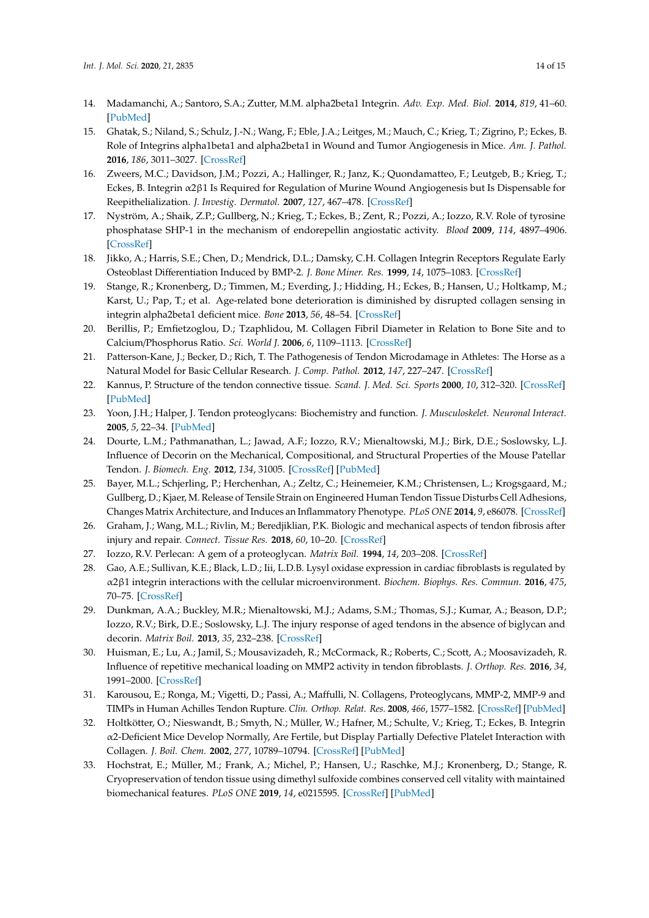14. Madamanchi, A.; Santoro, S.A.; Zutter, M.M. alpha2beta1 Integrin. *Adv. Exp. Med. Biol.* **2014**, *819*, 41–60. [PubMed]
15. Ghatak, S.; Niland, S.; Schulz, J.-N.; Wang, F.; Eble, J.A.; Leitges, M.; Mauch, C.; Krieg, T.; Zigrino, P.; Eckes, B. Role of Integrins alpha1beta1 and alpha2beta1 in Wound and Tumor Angiogenesis in Mice. *Am. J. Pathol.* **2016**, *186*, 3011–3027. [CrossRef]
16. Zweers, M.C.; Davidson, J.M.; Pozzi, A.; Hallinger, R.; Janz, K.; Quondamatteo, F.; Leutgeb, B.; Krieg, T.; Eckes, B. Integrin α2β1 Is Required for Regulation of Murine Wound Angiogenesis but Is Dispensable for Reepithelialization. *J. Investig. Dermatol.* **2007**, *127*, 467–478. [CrossRef]
17. Nyström, A.; Shaik, Z.P.; Gullberg, N.; Krieg, T.; Eckes, B.; Zent, R.; Pozzi, A.; Iozzo, R.V. Role of tyrosine phosphatase SHP-1 in the mechanism of endorepellin angiostatic activity. *Blood* **2009**, *114*, 4897–4906. [CrossRef]
18. Jikko, A.; Harris, S.E.; Chen, D.; Mendrick, D.L.; Damsky, C.H. Collagen Integrin Receptors Regulate Early Osteoblast Differentiation Induced by BMP-2. *J. Bone Miner. Res.* **1999**, *14*, 1075–1083. [CrossRef]
19. Stange, R.; Kronenberg, D.; Timmen, M.; Everding, J.; Hidding, H.; Eckes, B.; Hansen, U.; Holtkamp, M.; Karst, U.; Pap, T.; et al. Age-related bone deterioration is diminished by disrupted collagen sensing in integrin alpha2beta1 deficient mice. *Bone* **2013**, *56*, 48–54. [CrossRef]
20. Berillis, P.; Emfietzoglou, D.; Tzaphlidou, M. Collagen Fibril Diameter in Relation to Bone Site and to Calcium/Phosphorus Ratio. *Sci. World J.* **2006**, *6*, 1109–1113. [CrossRef]
21. Patterson-Kane, J.; Becker, D.; Rich, T. The Pathogenesis of Tendon Microdamage in Athletes: The Horse as a Natural Model for Basic Cellular Research. *J. Comp. Pathol.* **2012**, *147*, 227–247. [CrossRef]
22. Kannus, P. Structure of the tendon connective tissue. *Scand. J. Med. Sci. Sports* **2000**, *10*, 312–320. [CrossRef] [PubMed]
23. Yoon, J.H.; Halper, J. Tendon proteoglycans: Biochemistry and function. *J. Musculoskelet. Neuronal Interact.* **2005**, *5*, 22–34. [PubMed]
24. Dourte, L.M.; Pathmanathan, L.; Jawad, A.F.; Iozzo, R.V.; Mienaltowski, M.J.; Birk, D.E.; Soslowsky, L.J. Influence of Decorin on the Mechanical, Compositional, and Structural Properties of the Mouse Patellar Tendon. *J. Biomech. Eng.* **2012**, *134*, 31005. [CrossRef] [PubMed]
25. Bayer, M.L.; Schjerling, P.; Herchenhan, A.; Zeltz, C.; Heinemeier, K.M.; Christensen, L.; Krogsgaard, M.; Gullberg, D.; Kjaer, M. Release of Tensile Strain on Engineered Human Tendon Tissue Disturbs Cell Adhesions, Changes Matrix Architecture, and Induces an Inflammatory Phenotype. *PLoS ONE* **2014**, *9*, e86078. [CrossRef]
26. Graham, J.; Wang, M.L.; Rivlin, M.; Beredjiklian, P.K. Biologic and mechanical aspects of tendon fibrosis after injury and repair. *Connect. Tissue Res.* **2018**, *60*, 10–20. [CrossRef]
27. Iozzo, R.V. Perlecan: A gem of a proteoglycan. *Matrix Boil.* **1994**, *14*, 203–208. [CrossRef]
28. Gao, A.E.; Sullivan, K.E.; Black, L.D.; Iii, L.D.B. Lysyl oxidase expression in cardiac fibroblasts is regulated by α2β1 integrin interactions with the cellular microenvironment. *Biochem. Biophys. Res. Commun.* **2016**, *475*, 70–75. [CrossRef]
29. Dunkman, A.A.; Buckley, M.R.; Mienaltowski, M.J.; Adams, S.M.; Thomas, S.J.; Kumar, A.; Beason, D.P.; Iozzo, R.V.; Birk, D.E.; Soslowsky, L.J. The injury response of aged tendons in the absence of biglycan and decorin. *Matrix Boil.* **2013**, *35*, 232–238. [CrossRef]
30. Huisman, E.; Lu, A.; Jamil, S.; Mousavizadeh, R.; McCormack, R.; Roberts, C.; Scott, A.; Moosavizadeh, R. Influence of repetitive mechanical loading on MMP2 activity in tendon fibroblasts. *J. Orthop. Res.* **2016**, *34*, 1991–2000. [CrossRef]
31. Karousou, E.; Ronga, M.; Vigetti, D.; Passi, A.; Maffulli, N. Collagens, Proteoglycans, MMP-2, MMP-9 and TIMPs in Human Achilles Tendon Rupture. *Clin. Orthop. Relat. Res.* **2008**, *466*, 1577–1582. [CrossRef] [PubMed]
32. Holtkötter, O.; Nieswandt, B.; Smyth, N.; Müller, W.; Hafner, M.; Schulte, V.; Krieg, T.; Eckes, B. Integrin α2-Deficient Mice Develop Normally, Are Fertile, but Display Partially Defective Platelet Interaction with Collagen. *J. Boil. Chem.* **2002**, *277*, 10789–10794. [CrossRef] [PubMed]
33. Hochstrat, E.; Müller, M.; Frank, A.; Michel, P.; Hansen, U.; Raschke, M.J.; Kronenberg, D.; Stange, R. Cryopreservation of tendon tissue using dimethyl sulfoxide combines conserved cell vitality with maintained biomechanical features. *PLoS ONE* **2019**, *14*, e0215595. [CrossRef] [PubMed]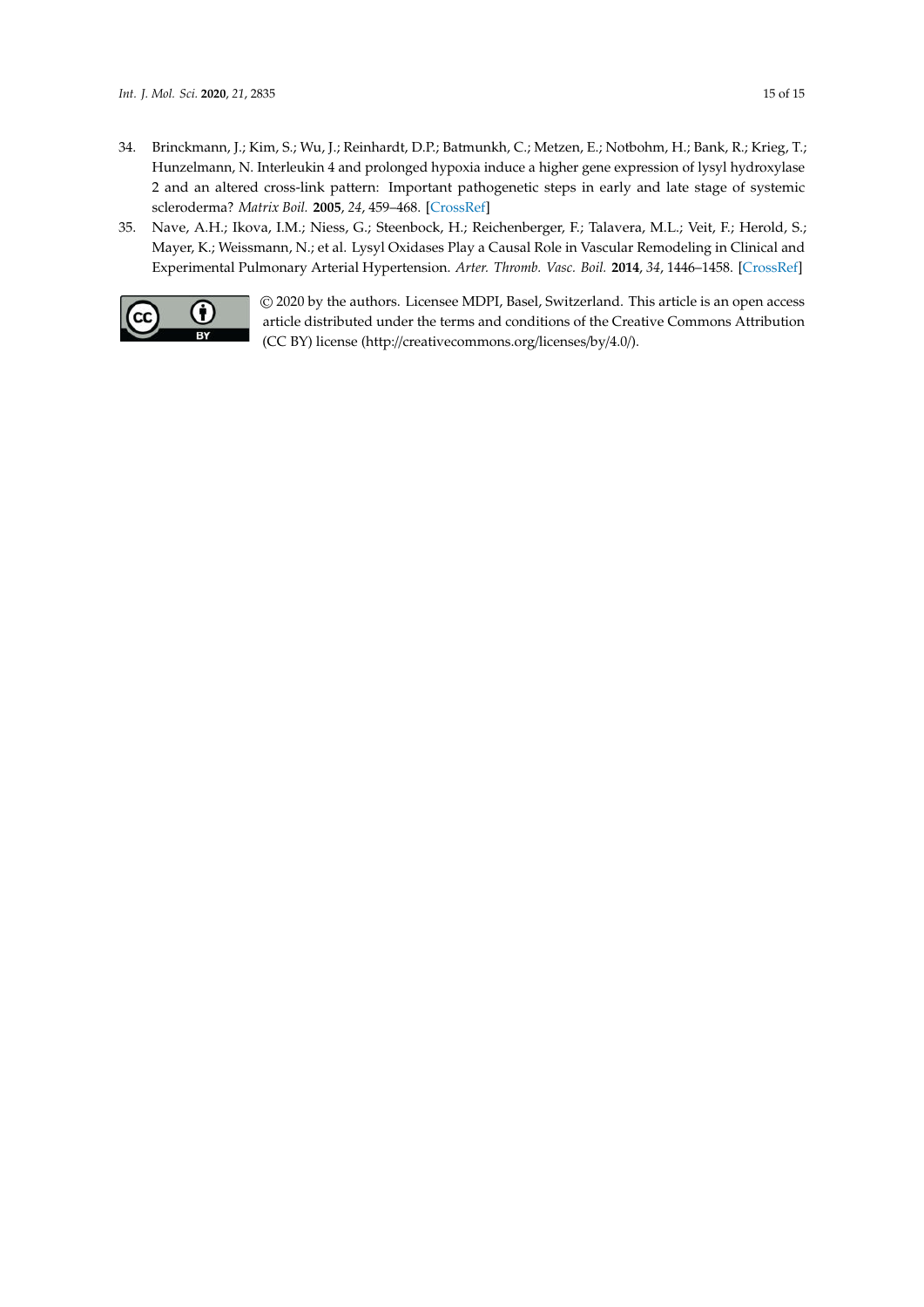34. Brinckmann, J.; Kim, S.; Wu, J.; Reinhardt, D.P.; Batmunkh, C.; Metzen, E.; Notbohm, H.; Bank, R.; Krieg, T.; Hunzelmann, N. Interleukin 4 and prolonged hypoxia induce a higher gene expression of lysyl hydroxylase 2 and an altered cross-link pattern: Important pathogenetic steps in early and late stage of systemic scleroderma? *Matrix Boil.* **2005**, *24*, 459–468. [CrossRef]
35. Nave, A.H.; Ikova, I.M.; Niess, G.; Steenbock, H.; Reichenberger, F.; Talavera, M.L.; Veit, F.; Herold, S.; Mayer, K.; Weissmann, N.; et al. Lysyl Oxidases Play a Causal Role in Vascular Remodeling in Clinical and Experimental Pulmonary Arterial Hypertension. *Arter. Thromb. Vasc. Boil.* **2014**, *34*, 1446–1458. [CrossRef]

© 2020 by the authors. Licensee MDPI, Basel, Switzerland. This article is an open access article distributed under the terms and conditions of the Creative Commons Attribution (CC BY) license (http://creativecommons.org/licenses/by/4.0/).